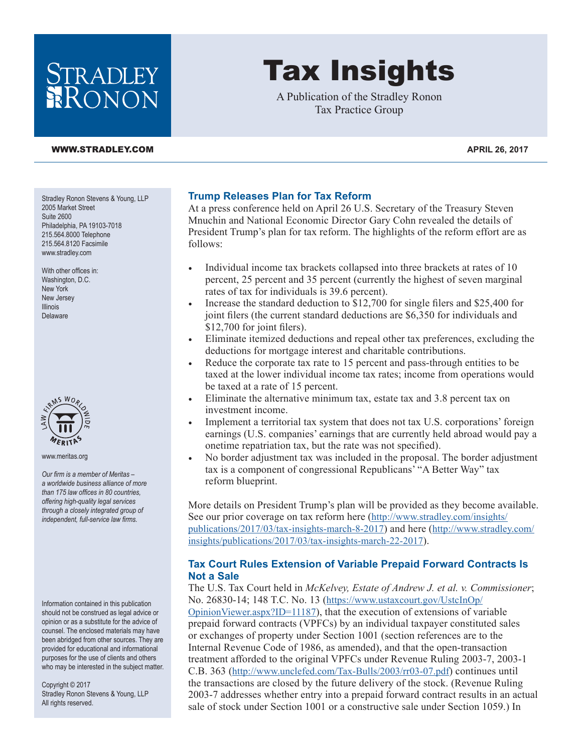# Tax Insights

A Publication of the Stradley Ronon Tax Practice Group

WWW.STRADLEY.COM

APRIL 26, 2017

Stradley Ronon Stevens & Young, LLP
2005 Market Street
Suite 2600
Philadelphia, PA 19103-7018
215.564.8000 Telephone
215.564.8120 Facsimile
www.stradley.com

With other offices in:
Washington, D.C.
New York
New Jersey
Illinois
Delaware

www.meritas.org

*Our firm is a member of Meritas – a worldwide business alliance of more than 175 law offices in 80 countries, offering high-quality legal services through a closely integrated group of independent, full-service law firms.*

Information contained in this publication should not be construed as legal advice or opinion or as a substitute for the advice of counsel. The enclosed materials may have been abridged from other sources. They are provided for educational and informational purposes for the use of clients and others who may be interested in the subject matter.

Copyright © 2017
Stradley Ronon Stevens & Young, LLP
All rights reserved.

## Trump Releases Plan for Tax Reform

At a press conference held on April 26 U.S. Secretary of the Treasury Steven Mnuchin and National Economic Director Gary Cohn revealed the details of President Trump's plan for tax reform. The highlights of the reform effort are as follows:

- Individual income tax brackets collapsed into three brackets at rates of 10 percent, 25 percent and 35 percent (currently the highest of seven marginal rates of tax for individuals is 39.6 percent).
- Increase the standard deduction to $12,700 for single filers and $25,400 for joint filers (the current standard deductions are $6,350 for individuals and $12,700 for joint filers).
- Eliminate itemized deductions and repeal other tax preferences, excluding the deductions for mortgage interest and charitable contributions.
- Reduce the corporate tax rate to 15 percent and pass-through entities to be taxed at the lower individual income tax rates; income from operations would be taxed at a rate of 15 percent.
- Eliminate the alternative minimum tax, estate tax and 3.8 percent tax on investment income.
- Implement a territorial tax system that does not tax U.S. corporations' foreign earnings (U.S. companies' earnings that are currently held abroad would pay a onetime repatriation tax, but the rate was not specified).
- No border adjustment tax was included in the proposal. The border adjustment tax is a component of congressional Republicans' "A Better Way" tax reform blueprint.

More details on President Trump's plan will be provided as they become available. See our prior coverage on tax reform here (http://www.stradley.com/insights/publications/2017/03/tax-insights-march-8-2017) and here (http://www.stradley.com/insights/publications/2017/03/tax-insights-march-22-2017).

## Tax Court Rules Extension of Variable Prepaid Forward Contracts Is Not a Sale

The U.S. Tax Court held in *McKelvey, Estate of Andrew J. et al. v. Commissioner*; No. 26830-14; 148 T.C. No. 13 (https://www.ustaxcourt.gov/UstcInOp/OpinionViewer.aspx?ID=11187), that the execution of extensions of variable prepaid forward contracts (VPFCs) by an individual taxpayer constituted sales or exchanges of property under Section 1001 (section references are to the Internal Revenue Code of 1986, as amended), and that the open-transaction treatment afforded to the original VPFCs under Revenue Ruling 2003-7, 2003-1 C.B. 363 (http://www.unclefed.com/Tax-Bulls/2003/rr03-07.pdf) continues until the transactions are closed by the future delivery of the stock. (Revenue Ruling 2003-7 addresses whether entry into a prepaid forward contract results in an actual sale of stock under Section 1001 or a constructive sale under Section 1059.) In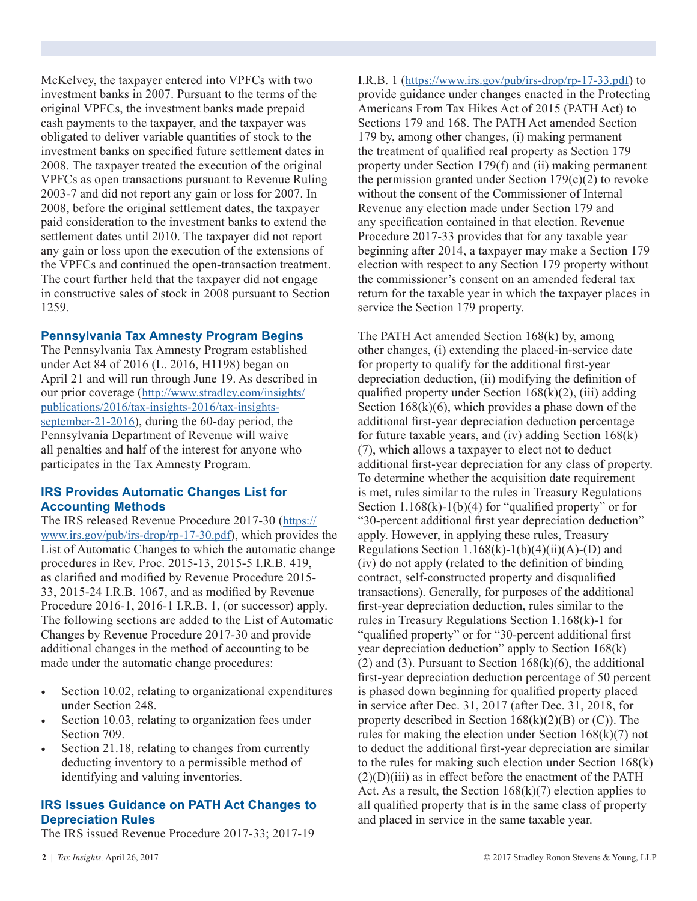McKelvey, the taxpayer entered into VPFCs with two investment banks in 2007. Pursuant to the terms of the original VPFCs, the investment banks made prepaid cash payments to the taxpayer, and the taxpayer was obligated to deliver variable quantities of stock to the investment banks on specified future settlement dates in 2008. The taxpayer treated the execution of the original VPFCs as open transactions pursuant to Revenue Ruling 2003-7 and did not report any gain or loss for 2007. In 2008, before the original settlement dates, the taxpayer paid consideration to the investment banks to extend the settlement dates until 2010. The taxpayer did not report any gain or loss upon the execution of the extensions of the VPFCs and continued the open-transaction treatment. The court further held that the taxpayer did not engage in constructive sales of stock in 2008 pursuant to Section 1259.

### Pennsylvania Tax Amnesty Program Begins

The Pennsylvania Tax Amnesty Program established under Act 84 of 2016 (L. 2016, H1198) began on April 21 and will run through June 19. As described in our prior coverage (http://www.stradley.com/insights/publications/2016/tax-insights-2016/tax-insights-september-21-2016), during the 60-day period, the Pennsylvania Department of Revenue will waive all penalties and half of the interest for anyone who participates in the Tax Amnesty Program.

### IRS Provides Automatic Changes List for Accounting Methods

The IRS released Revenue Procedure 2017-30 (https://www.irs.gov/pub/irs-drop/rp-17-30.pdf), which provides the List of Automatic Changes to which the automatic change procedures in Rev. Proc. 2015-13, 2015-5 I.R.B. 419, as clarified and modified by Revenue Procedure 2015-33, 2015-24 I.R.B. 1067, and as modified by Revenue Procedure 2016-1, 2016-1 I.R.B. 1, (or successor) apply. The following sections are added to the List of Automatic Changes by Revenue Procedure 2017-30 and provide additional changes in the method of accounting to be made under the automatic change procedures:

- Section 10.02, relating to organizational expenditures under Section 248.
- Section 10.03, relating to organization fees under Section 709.
- Section 21.18, relating to changes from currently deducting inventory to a permissible method of identifying and valuing inventories.

### IRS Issues Guidance on PATH Act Changes to Depreciation Rules

The IRS issued Revenue Procedure 2017-33; 2017-19 I.R.B. 1 (https://www.irs.gov/pub/irs-drop/rp-17-33.pdf) to provide guidance under changes enacted in the Protecting Americans From Tax Hikes Act of 2015 (PATH Act) to Sections 179 and 168. The PATH Act amended Section 179 by, among other changes, (i) making permanent the treatment of qualified real property as Section 179 property under Section 179(f) and (ii) making permanent the permission granted under Section 179(c)(2) to revoke without the consent of the Commissioner of Internal Revenue any election made under Section 179 and any specification contained in that election. Revenue Procedure 2017-33 provides that for any taxable year beginning after 2014, a taxpayer may make a Section 179 election with respect to any Section 179 property without the commissioner's consent on an amended federal tax return for the taxable year in which the taxpayer places in service the Section 179 property.

The PATH Act amended Section 168(k) by, among other changes, (i) extending the placed-in-service date for property to qualify for the additional first-year depreciation deduction, (ii) modifying the definition of qualified property under Section 168(k)(2), (iii) adding Section 168(k)(6), which provides a phase down of the additional first-year depreciation deduction percentage for future taxable years, and (iv) adding Section 168(k)(7), which allows a taxpayer to elect not to deduct additional first-year depreciation for any class of property. To determine whether the acquisition date requirement is met, rules similar to the rules in Treasury Regulations Section 1.168(k)-1(b)(4) for "qualified property" or for "30-percent additional first year depreciation deduction" apply. However, in applying these rules, Treasury Regulations Section 1.168(k)-1(b)(4)(ii)(A)-(D) and (iv) do not apply (related to the definition of binding contract, self-constructed property and disqualified transactions). Generally, for purposes of the additional first-year depreciation deduction, rules similar to the rules in Treasury Regulations Section 1.168(k)-1 for "qualified property" or for "30-percent additional first year depreciation deduction" apply to Section 168(k)(2) and (3). Pursuant to Section 168(k)(6), the additional first-year depreciation deduction percentage of 50 percent is phased down beginning for qualified property placed in service after Dec. 31, 2017 (after Dec. 31, 2018, for property described in Section 168(k)(2)(B) or (C)). The rules for making the election under Section 168(k)(7) not to deduct the additional first-year depreciation are similar to the rules for making such election under Section 168(k)(2)(D)(iii) as in effect before the enactment of the PATH Act. As a result, the Section 168(k)(7) election applies to all qualified property that is in the same class of property and placed in service in the same taxable year.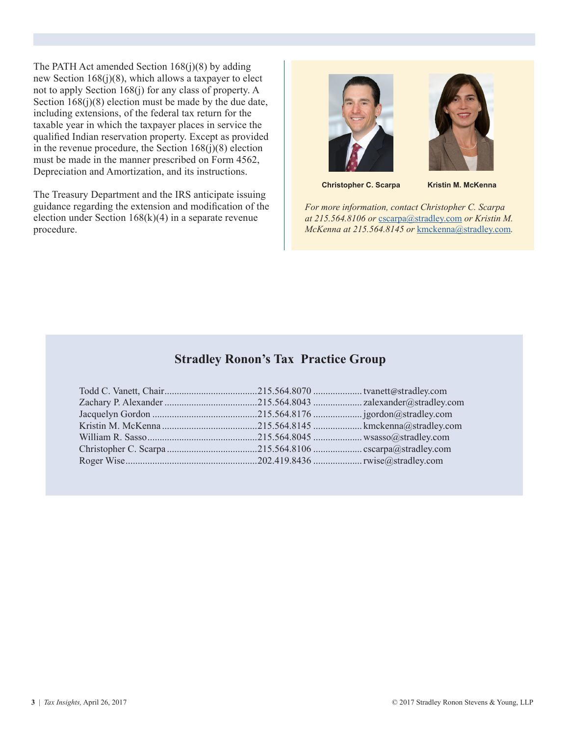The PATH Act amended Section 168(j)(8) by adding new Section 168(j)(8), which allows a taxpayer to elect not to apply Section 168(j) for any class of property. A Section 168(j)(8) election must be made by the due date, including extensions, of the federal tax return for the taxable year in which the taxpayer places in service the qualified Indian reservation property. Except as provided in the revenue procedure, the Section 168(j)(8) election must be made in the manner prescribed on Form 4562, Depreciation and Amortization, and its instructions.

The Treasury Department and the IRS anticipate issuing guidance regarding the extension and modification of the election under Section 168(k)(4) in a separate revenue procedure.

**Christopher C. Scarpa** **Kristin M. McKenna**

*For more information, contact Christopher C. Scarpa at 215.564.8106 or* cscarpa@stradley.com *or Kristin M. McKenna at 215.564.8145 or* kmckenna@stradley.com.

## Stradley Ronon's Tax Practice Group

| | | |
|---|---|---|
| Todd C. Vanett, Chair | 215.564.8070 | tvanett@stradley.com |
| Zachary P. Alexander | 215.564.8043 | zalexander@stradley.com |
| Jacquelyn Gordon | 215.564.8176 | jgordon@stradley.com |
| Kristin M. McKenna | 215.564.8145 | kmckenna@stradley.com |
| William R. Sasso | 215.564.8045 | wsasso@stradley.com |
| Christopher C. Scarpa | 215.564.8106 | cscarpa@stradley.com |
| Roger Wise | 202.419.8436 | rwise@stradley.com |

© 2017 Stradley Ronon Stevens & Young, LLP